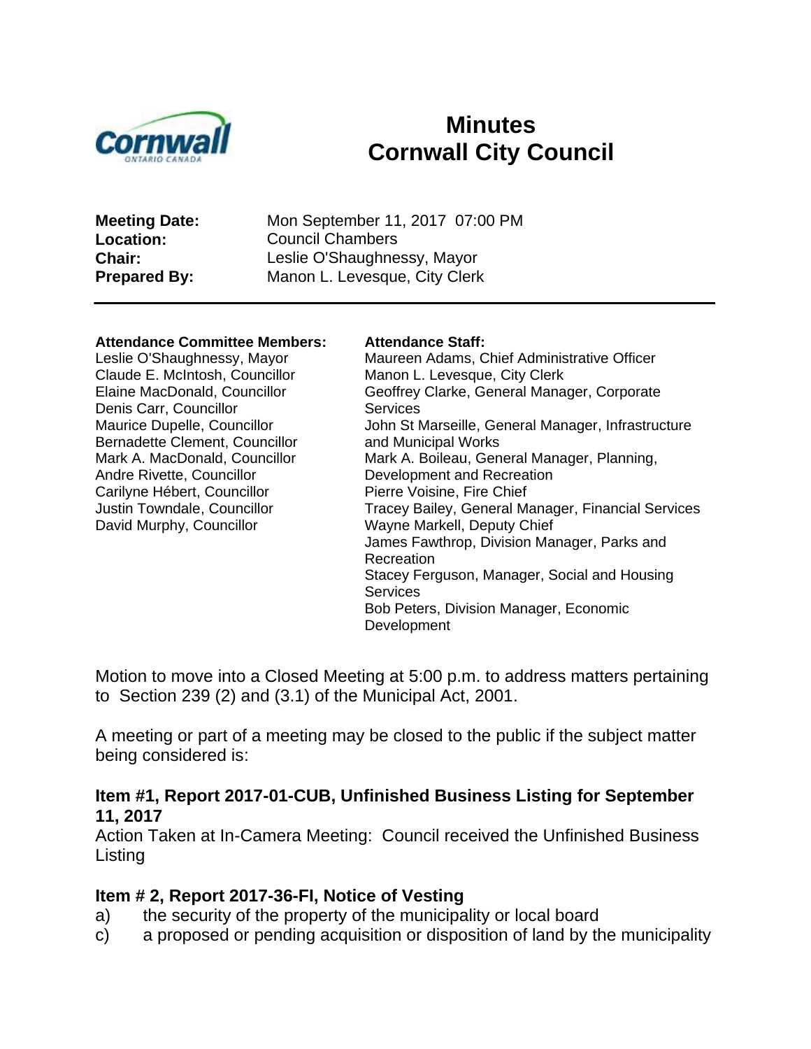# Minutes
# Cornwall City Council

**Meeting Date:** Mon September 11, 2017 07:00 PM
**Location:** Council Chambers
**Chair:** Leslie O'Shaughnessy, Mayor
**Prepared By:** Manon L. Levesque, City Clerk

---

**Attendance Committee Members:**
Leslie O'Shaughnessy, Mayor
Claude E. McIntosh, Councillor
Elaine MacDonald, Councillor
Denis Carr, Councillor
Maurice Dupelle, Councillor
Bernadette Clement, Councillor
Mark A. MacDonald, Councillor
Andre Rivette, Councillor
Carilyne Hébert, Councillor
Justin Towndale, Councillor
David Murphy, Councillor

**Attendance Staff:**
Maureen Adams, Chief Administrative Officer
Manon L. Levesque, City Clerk
Geoffrey Clarke, General Manager, Corporate Services
John St Marseille, General Manager, Infrastructure and Municipal Works
Mark A. Boileau, General Manager, Planning, Development and Recreation
Pierre Voisine, Fire Chief
Tracey Bailey, General Manager, Financial Services
Wayne Markell, Deputy Chief
James Fawthrop, Division Manager, Parks and Recreation
Stacey Ferguson, Manager, Social and Housing Services
Bob Peters, Division Manager, Economic Development

Motion to move into a Closed Meeting at 5:00 p.m. to address matters pertaining to Section 239 (2) and (3.1) of the Municipal Act, 2001.

A meeting or part of a meeting may be closed to the public if the subject matter being considered is:

### Item #1, Report 2017-01-CUB, Unfinished Business Listing for September 11, 2017

Action Taken at In-Camera Meeting: Council received the Unfinished Business Listing

### Item # 2, Report 2017-36-FI, Notice of Vesting

a) the security of the property of the municipality or local board
c) a proposed or pending acquisition or disposition of land by the municipality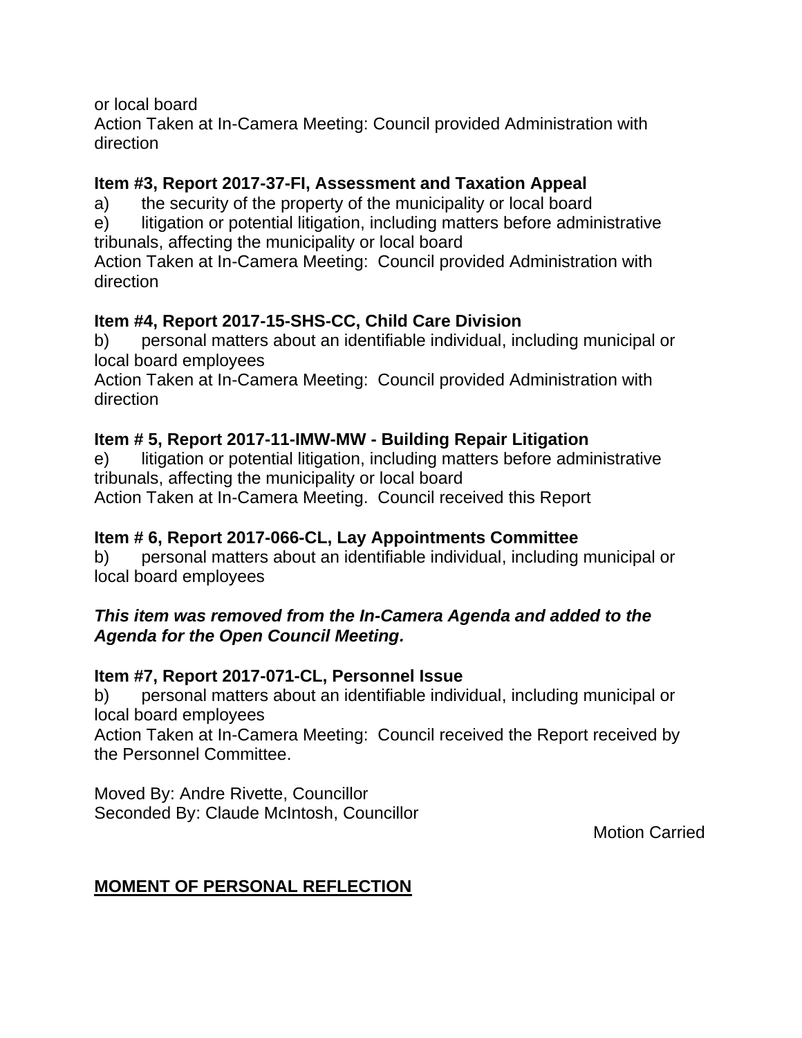or local board
Action Taken at In-Camera Meeting: Council provided Administration with direction

**Item #3, Report 2017-37-FI, Assessment and Taxation Appeal**

a) the security of the property of the municipality or local board

e) litigation or potential litigation, including matters before administrative tribunals, affecting the municipality or local board

Action Taken at In-Camera Meeting: Council provided Administration with direction

**Item #4, Report 2017-15-SHS-CC, Child Care Division**

b) personal matters about an identifiable individual, including municipal or local board employees

Action Taken at In-Camera Meeting: Council provided Administration with direction

**Item # 5, Report 2017-11-IMW-MW - Building Repair Litigation**

e) litigation or potential litigation, including matters before administrative tribunals, affecting the municipality or local board

Action Taken at In-Camera Meeting. Council received this Report

**Item # 6, Report 2017-066-CL, Lay Appointments Committee**

b) personal matters about an identifiable individual, including municipal or local board employees

***This item was removed from the In-Camera Agenda and added to the Agenda for the Open Council Meeting.***

**Item #7, Report 2017-071-CL, Personnel Issue**

b) personal matters about an identifiable individual, including municipal or local board employees

Action Taken at In-Camera Meeting: Council received the Report received by the Personnel Committee.

Moved By: Andre Rivette, Councillor
Seconded By: Claude McIntosh, Councillor

Motion Carried

## <u>MOMENT OF PERSONAL REFLECTION</u>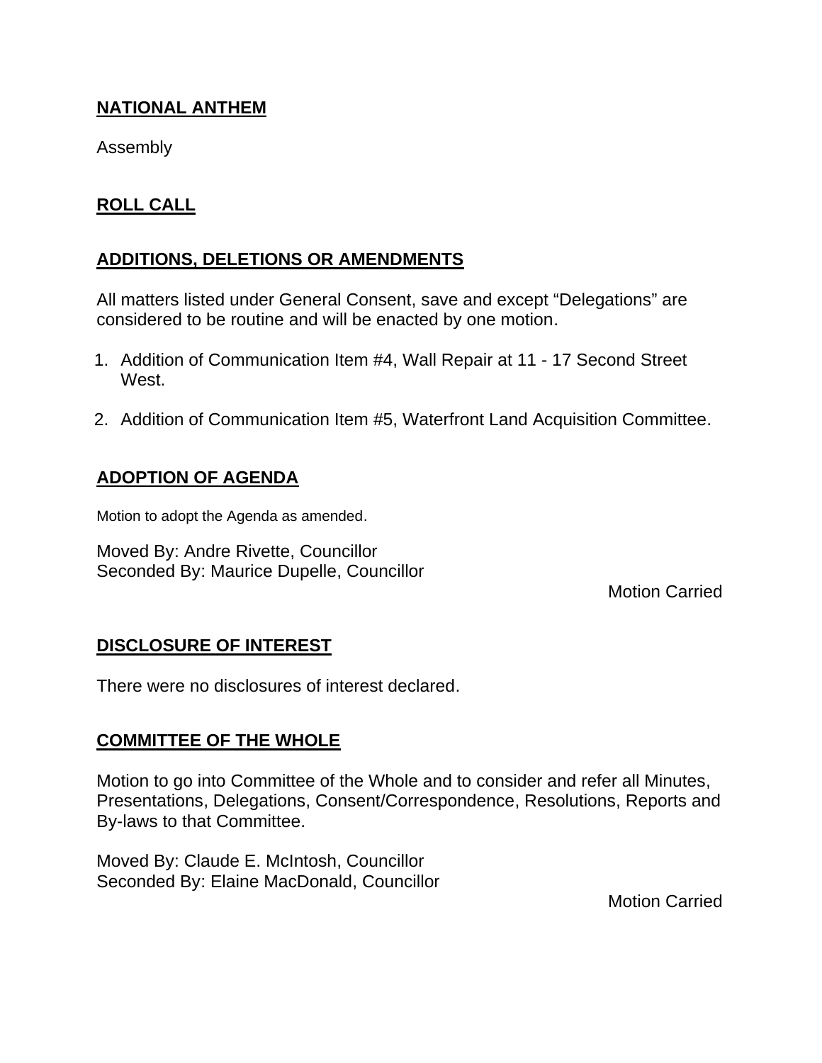**NATIONAL ANTHEM**

Assembly

**ROLL CALL**

**ADDITIONS, DELETIONS OR AMENDMENTS**

All matters listed under General Consent, save and except "Delegations" are considered to be routine and will be enacted by one motion.

1. Addition of Communication Item #4, Wall Repair at 11 - 17 Second Street West.

2. Addition of Communication Item #5, Waterfront Land Acquisition Committee.

**ADOPTION OF AGENDA**

Motion to adopt the Agenda as amended.

Moved By: Andre Rivette, Councillor
Seconded By: Maurice Dupelle, Councillor

Motion Carried

**DISCLOSURE OF INTEREST**

There were no disclosures of interest declared.

**COMMITTEE OF THE WHOLE**

Motion to go into Committee of the Whole and to consider and refer all Minutes, Presentations, Delegations, Consent/Correspondence, Resolutions, Reports and By-laws to that Committee.

Moved By: Claude E. McIntosh, Councillor
Seconded By: Elaine MacDonald, Councillor

Motion Carried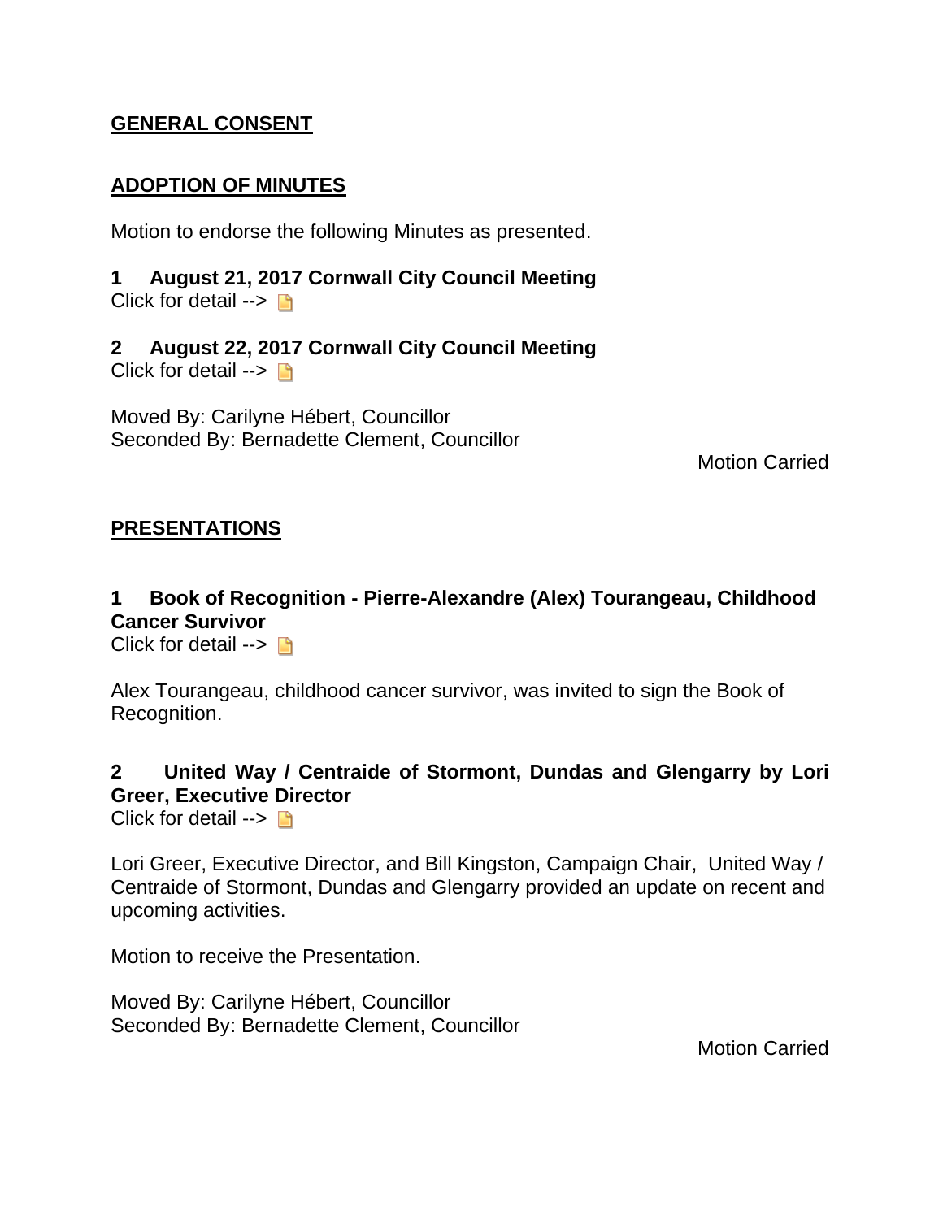## GENERAL CONSENT

## ADOPTION OF MINUTES

Motion to endorse the following Minutes as presented.

**1 August 21, 2017 Cornwall City Council Meeting**
Click for detail -->

**2 August 22, 2017 Cornwall City Council Meeting**
Click for detail -->

Moved By: Carilyne Hébert, Councillor
Seconded By: Bernadette Clement, Councillor

Motion Carried

## PRESENTATIONS

**1 Book of Recognition - Pierre-Alexandre (Alex) Tourangeau, Childhood Cancer Survivor**
Click for detail -->

Alex Tourangeau, childhood cancer survivor, was invited to sign the Book of Recognition.

**2 United Way / Centraide of Stormont, Dundas and Glengarry by Lori Greer, Executive Director**
Click for detail -->

Lori Greer, Executive Director, and Bill Kingston, Campaign Chair, United Way / Centraide of Stormont, Dundas and Glengarry provided an update on recent and upcoming activities.

Motion to receive the Presentation.

Moved By: Carilyne Hébert, Councillor
Seconded By: Bernadette Clement, Councillor

Motion Carried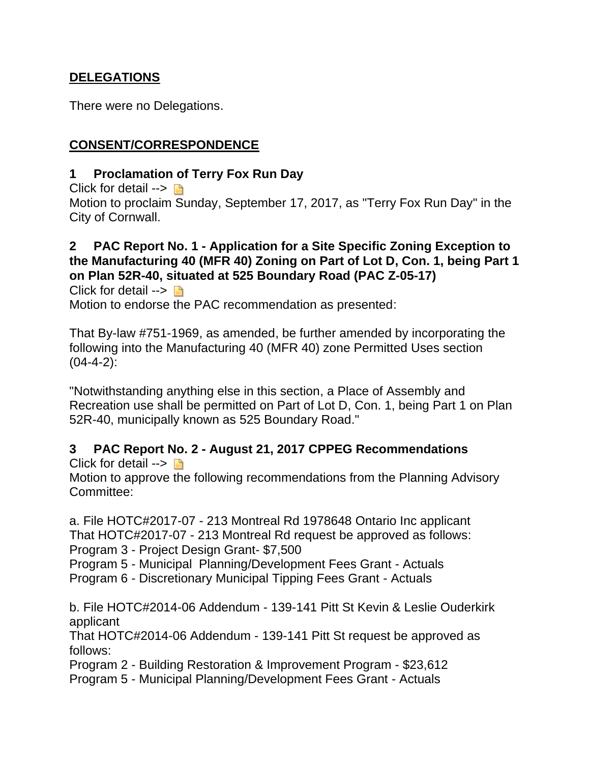**DELEGATIONS**

There were no Delegations.

**CONSENT/CORRESPONDENCE**

**1 Proclamation of Terry Fox Run Day**

Click for detail -->

Motion to proclaim Sunday, September 17, 2017, as "Terry Fox Run Day" in the City of Cornwall.

**2 PAC Report No. 1 - Application for a Site Specific Zoning Exception to the Manufacturing 40 (MFR 40) Zoning on Part of Lot D, Con. 1, being Part 1 on Plan 52R-40, situated at 525 Boundary Road (PAC Z-05-17)**

Click for detail -->

Motion to endorse the PAC recommendation as presented:

That By-law #751-1969, as amended, be further amended by incorporating the following into the Manufacturing 40 (MFR 40) zone Permitted Uses section (04-4-2):

"Notwithstanding anything else in this section, a Place of Assembly and Recreation use shall be permitted on Part of Lot D, Con. 1, being Part 1 on Plan 52R-40, municipally known as 525 Boundary Road."

**3 PAC Report No. 2 - August 21, 2017 CPPEG Recommendations**

Click for detail -->

Motion to approve the following recommendations from the Planning Advisory Committee:

a. File HOTC#2017-07 - 213 Montreal Rd 1978648 Ontario Inc applicant
That HOTC#2017-07 - 213 Montreal Rd request be approved as follows:
Program 3 - Project Design Grant- $7,500
Program 5 - Municipal Planning/Development Fees Grant - Actuals
Program 6 - Discretionary Municipal Tipping Fees Grant - Actuals

b. File HOTC#2014-06 Addendum - 139-141 Pitt St Kevin & Leslie Ouderkirk applicant
That HOTC#2014-06 Addendum - 139-141 Pitt St request be approved as follows:
Program 2 - Building Restoration & Improvement Program - $23,612
Program 5 - Municipal Planning/Development Fees Grant - Actuals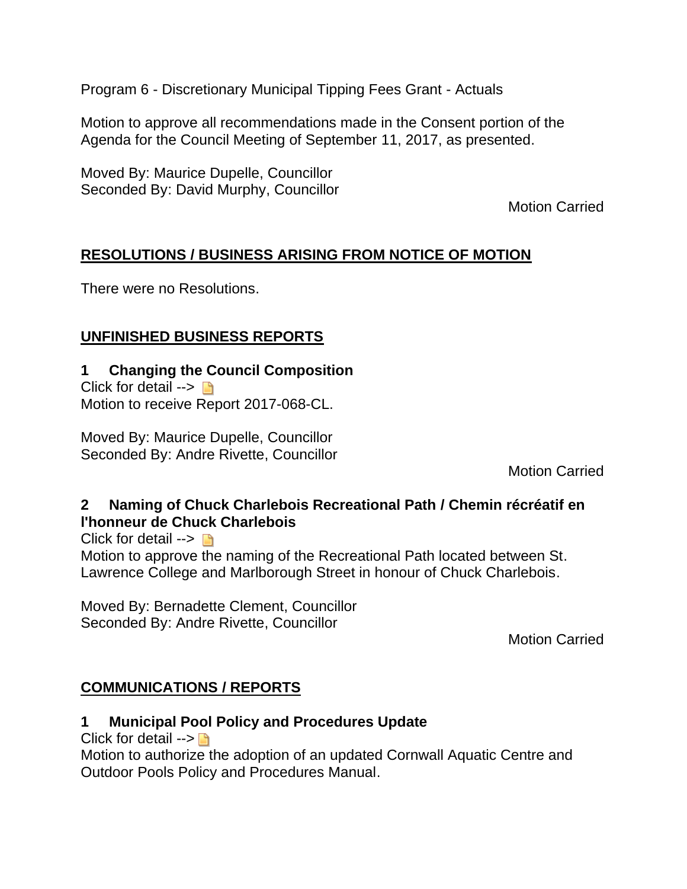Program 6 - Discretionary Municipal Tipping Fees Grant - Actuals

Motion to approve all recommendations made in the Consent portion of the Agenda for the Council Meeting of September 11, 2017, as presented.

Moved By: Maurice Dupelle, Councillor
Seconded By: David Murphy, Councillor

Motion Carried

## RESOLUTIONS / BUSINESS ARISING FROM NOTICE OF MOTION

There were no Resolutions.

## UNFINISHED BUSINESS REPORTS

### 1 Changing the Council Composition

Click for detail -->
Motion to receive Report 2017-068-CL.

Moved By: Maurice Dupelle, Councillor
Seconded By: Andre Rivette, Councillor

Motion Carried

### 2 Naming of Chuck Charlebois Recreational Path / Chemin récréatif en l'honneur de Chuck Charlebois

Click for detail -->
Motion to approve the naming of the Recreational Path located between St. Lawrence College and Marlborough Street in honour of Chuck Charlebois.

Moved By: Bernadette Clement, Councillor
Seconded By: Andre Rivette, Councillor

Motion Carried

## COMMUNICATIONS / REPORTS

### 1 Municipal Pool Policy and Procedures Update

Click for detail -->
Motion to authorize the adoption of an updated Cornwall Aquatic Centre and Outdoor Pools Policy and Procedures Manual.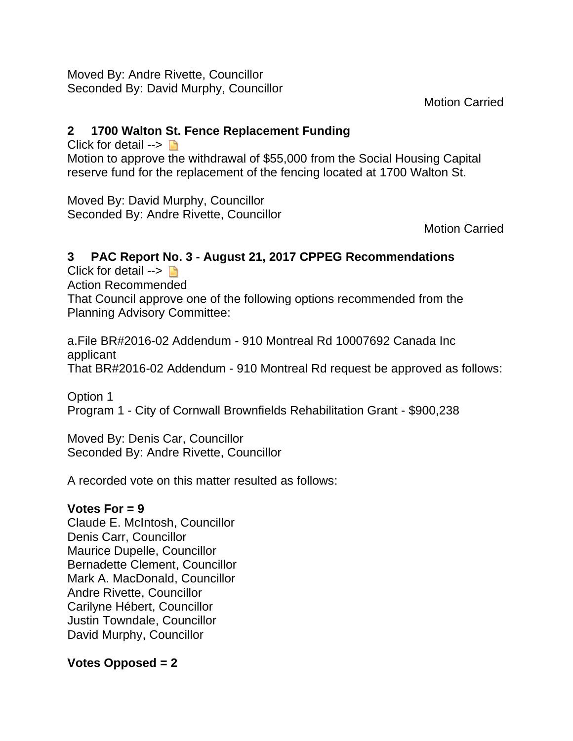Moved By: Andre Rivette, Councillor
Seconded By: David Murphy, Councillor

Motion Carried

### 2 1700 Walton St. Fence Replacement Funding

Click for detail -->

Motion to approve the withdrawal of $55,000 from the Social Housing Capital reserve fund for the replacement of the fencing located at 1700 Walton St.

Moved By: David Murphy, Councillor
Seconded By: Andre Rivette, Councillor

Motion Carried

### 3 PAC Report No. 3 - August 21, 2017 CPPEG Recommendations

Click for detail -->

Action Recommended

That Council approve one of the following options recommended from the Planning Advisory Committee:

a.File BR#2016-02 Addendum - 910 Montreal Rd 10007692 Canada Inc applicant

That BR#2016-02 Addendum - 910 Montreal Rd request be approved as follows:

Option 1

Program 1 - City of Cornwall Brownfields Rehabilitation Grant - $900,238

Moved By: Denis Car, Councillor
Seconded By: Andre Rivette, Councillor

A recorded vote on this matter resulted as follows:

**Votes For = 9**

Claude E. McIntosh, Councillor
Denis Carr, Councillor
Maurice Dupelle, Councillor
Bernadette Clement, Councillor
Mark A. MacDonald, Councillor
Andre Rivette, Councillor
Carilyne Hébert, Councillor
Justin Towndale, Councillor
David Murphy, Councillor

**Votes Opposed = 2**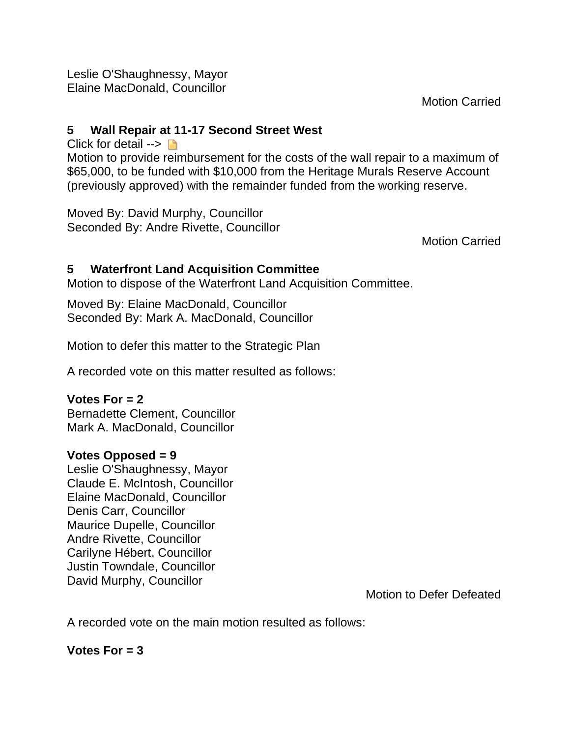Leslie O'Shaughnessy, Mayor
Elaine MacDonald, Councillor

Motion Carried

### 5 Wall Repair at 11-17 Second Street West

Click for detail -->

Motion to provide reimbursement for the costs of the wall repair to a maximum of $65,000, to be funded with $10,000 from the Heritage Murals Reserve Account (previously approved) with the remainder funded from the working reserve.

Moved By: David Murphy, Councillor
Seconded By: Andre Rivette, Councillor

Motion Carried

### 5 Waterfront Land Acquisition Committee

Motion to dispose of the Waterfront Land Acquisition Committee.

Moved By: Elaine MacDonald, Councillor
Seconded By: Mark A. MacDonald, Councillor

Motion to defer this matter to the Strategic Plan

A recorded vote on this matter resulted as follows:

**Votes For = 2**
Bernadette Clement, Councillor
Mark A. MacDonald, Councillor

**Votes Opposed = 9**
Leslie O'Shaughnessy, Mayor
Claude E. McIntosh, Councillor
Elaine MacDonald, Councillor
Denis Carr, Councillor
Maurice Dupelle, Councillor
Andre Rivette, Councillor
Carilyne Hébert, Councillor
Justin Towndale, Councillor
David Murphy, Councillor

Motion to Defer Defeated

A recorded vote on the main motion resulted as follows:

**Votes For = 3**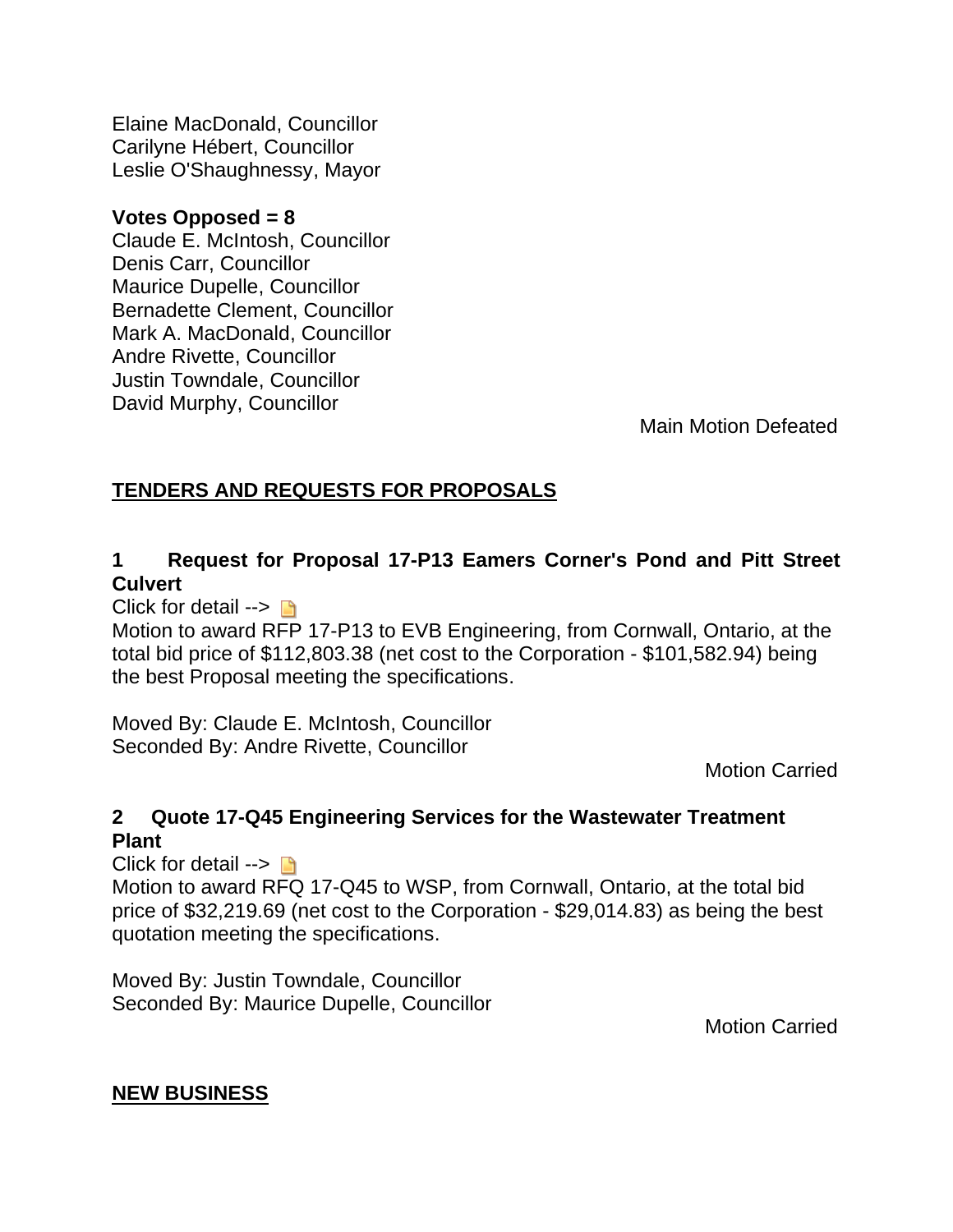Elaine MacDonald, Councillor
Carilyne Hébert, Councillor
Leslie O'Shaughnessy, Mayor

**Votes Opposed = 8**
Claude E. McIntosh, Councillor
Denis Carr, Councillor
Maurice Dupelle, Councillor
Bernadette Clement, Councillor
Mark A. MacDonald, Councillor
Andre Rivette, Councillor
Justin Towndale, Councillor
David Murphy, Councillor

Main Motion Defeated

## TENDERS AND REQUESTS FOR PROPOSALS

### 1 Request for Proposal 17-P13 Eamers Corner's Pond and Pitt Street Culvert

Click for detail -->

Motion to award RFP 17-P13 to EVB Engineering, from Cornwall, Ontario, at the total bid price of $112,803.38 (net cost to the Corporation - $101,582.94) being the best Proposal meeting the specifications.

Moved By: Claude E. McIntosh, Councillor
Seconded By: Andre Rivette, Councillor

Motion Carried

### 2 Quote 17-Q45 Engineering Services for the Wastewater Treatment Plant

Click for detail -->

Motion to award RFQ 17-Q45 to WSP, from Cornwall, Ontario, at the total bid price of $32,219.69 (net cost to the Corporation - $29,014.83) as being the best quotation meeting the specifications.

Moved By: Justin Towndale, Councillor
Seconded By: Maurice Dupelle, Councillor

Motion Carried

## NEW BUSINESS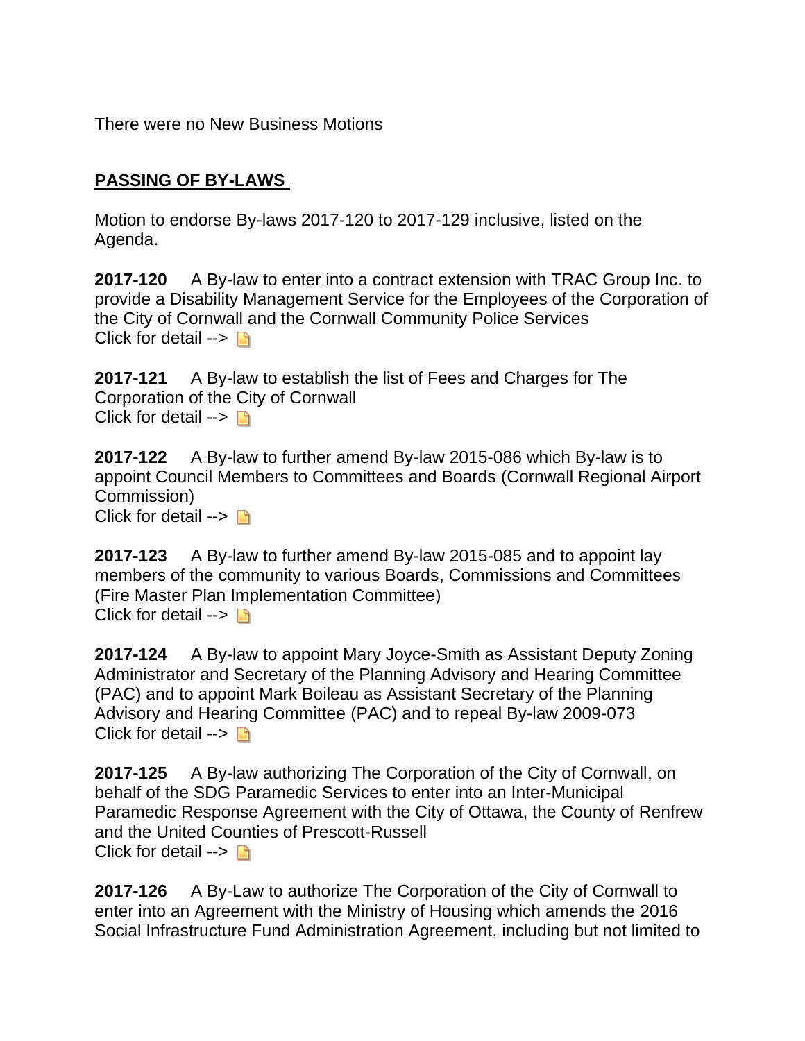There were no New Business Motions

## PASSING OF BY-LAWS

Motion to endorse By-laws 2017-120 to 2017-129 inclusive, listed on the Agenda.

**2017-120** A By-law to enter into a contract extension with TRAC Group Inc. to provide a Disability Management Service for the Employees of the Corporation of the City of Cornwall and the Cornwall Community Police Services
Click for detail -->

**2017-121** A By-law to establish the list of Fees and Charges for The Corporation of the City of Cornwall
Click for detail -->

**2017-122** A By-law to further amend By-law 2015-086 which By-law is to appoint Council Members to Committees and Boards (Cornwall Regional Airport Commission)
Click for detail -->

**2017-123** A By-law to further amend By-law 2015-085 and to appoint lay members of the community to various Boards, Commissions and Committees (Fire Master Plan Implementation Committee)
Click for detail -->

**2017-124** A By-law to appoint Mary Joyce-Smith as Assistant Deputy Zoning Administrator and Secretary of the Planning Advisory and Hearing Committee (PAC) and to appoint Mark Boileau as Assistant Secretary of the Planning Advisory and Hearing Committee (PAC) and to repeal By-law 2009-073
Click for detail -->

**2017-125** A By-law authorizing The Corporation of the City of Cornwall, on behalf of the SDG Paramedic Services to enter into an Inter-Municipal Paramedic Response Agreement with the City of Ottawa, the County of Renfrew and the United Counties of Prescott-Russell
Click for detail -->

**2017-126** A By-Law to authorize The Corporation of the City of Cornwall to enter into an Agreement with the Ministry of Housing which amends the 2016 Social Infrastructure Fund Administration Agreement, including but not limited to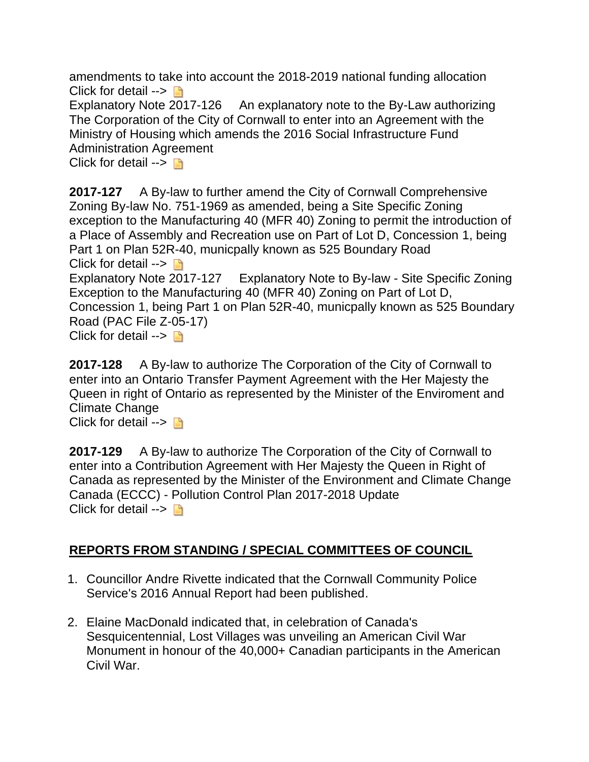amendments to take into account the 2018-2019 national funding allocation
Click for detail -->

Explanatory Note 2017-126 An explanatory note to the By-Law authorizing The Corporation of the City of Cornwall to enter into an Agreement with the Ministry of Housing which amends the 2016 Social Infrastructure Fund Administration Agreement
Click for detail -->

**2017-127** A By-law to further amend the City of Cornwall Comprehensive Zoning By-law No. 751-1969 as amended, being a Site Specific Zoning exception to the Manufacturing 40 (MFR 40) Zoning to permit the introduction of a Place of Assembly and Recreation use on Part of Lot D, Concession 1, being Part 1 on Plan 52R-40, municpally known as 525 Boundary Road
Click for detail -->

Explanatory Note 2017-127 Explanatory Note to By-law - Site Specific Zoning Exception to the Manufacturing 40 (MFR 40) Zoning on Part of Lot D, Concession 1, being Part 1 on Plan 52R-40, municpally known as 525 Boundary Road (PAC File Z-05-17)
Click for detail -->

**2017-128** A By-law to authorize The Corporation of the City of Cornwall to enter into an Ontario Transfer Payment Agreement with the Her Majesty the Queen in right of Ontario as represented by the Minister of the Enviroment and Climate Change
Click for detail -->

**2017-129** A By-law to authorize The Corporation of the City of Cornwall to enter into a Contribution Agreement with Her Majesty the Queen in Right of Canada as represented by the Minister of the Environment and Climate Change Canada (ECCC) - Pollution Control Plan 2017-2018 Update
Click for detail -->

## REPORTS FROM STANDING / SPECIAL COMMITTEES OF COUNCIL

1. Councillor Andre Rivette indicated that the Cornwall Community Police Service's 2016 Annual Report had been published.

2. Elaine MacDonald indicated that, in celebration of Canada's Sesquicentennial, Lost Villages was unveiling an American Civil War Monument in honour of the 40,000+ Canadian participants in the American Civil War.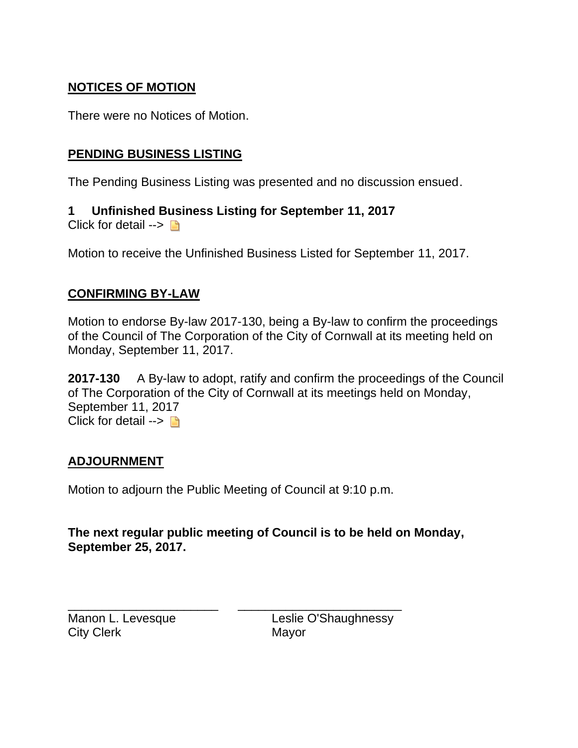## NOTICES OF MOTION

There were no Notices of Motion.

## PENDING BUSINESS LISTING

The Pending Business Listing was presented and no discussion ensued.

**1 Unfinished Business Listing for September 11, 2017**
Click for detail -->

Motion to receive the Unfinished Business Listed for September 11, 2017.

## CONFIRMING BY-LAW

Motion to endorse By-law 2017-130, being a By-law to confirm the proceedings of the Council of The Corporation of the City of Cornwall at its meeting held on Monday, September 11, 2017.

**2017-130** A By-law to adopt, ratify and confirm the proceedings of the Council of The Corporation of the City of Cornwall at its meetings held on Monday, September 11, 2017
Click for detail -->

## ADJOURNMENT

Motion to adjourn the Public Meeting of Council at 9:10 p.m.

**The next regular public meeting of Council is to be held on Monday, September 25, 2017.**

| | |
|---|---|
| ______________________ | ______________________ |
| Manon L. Levesque | Leslie O'Shaughnessy |
| City Clerk | Mayor |